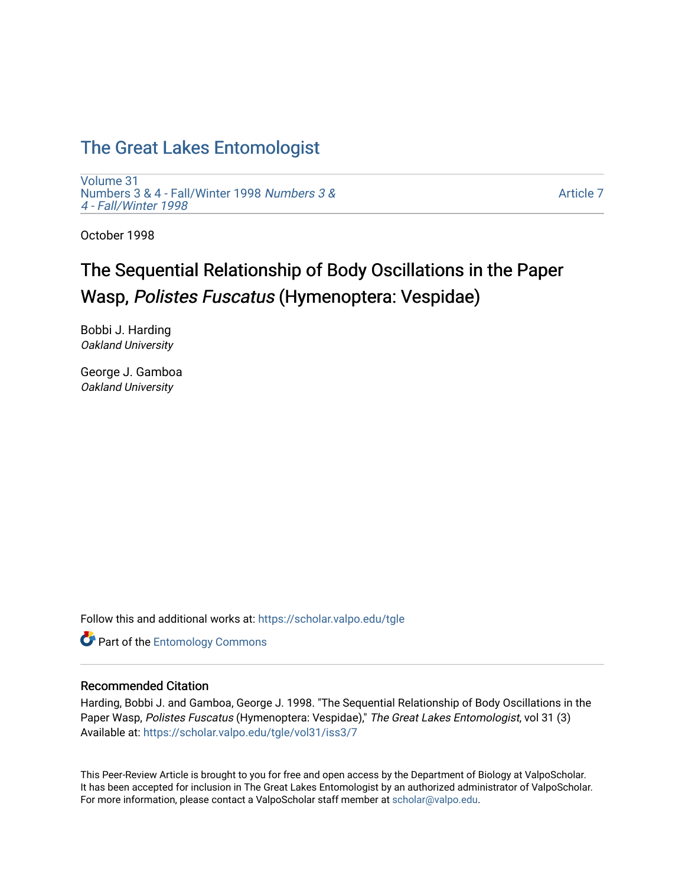# The Great Lakes Entomologist

Volume 31
Numbers 3 & 4 - Fall/Winter 1998 *Numbers 3 & 4 - Fall/Winter 1998*

Article 7

October 1998

## The Sequential Relationship of Body Oscillations in the Paper Wasp, *Polistes Fuscatus* (Hymenoptera: Vespidae)

Bobbi J. Harding
*Oakland University*

George J. Gamboa
*Oakland University*

Follow this and additional works at: https://scholar.valpo.edu/tgle

Part of the Entomology Commons

### Recommended Citation

Harding, Bobbi J. and Gamboa, George J. 1998. "The Sequential Relationship of Body Oscillations in the Paper Wasp, *Polistes Fuscatus* (Hymenoptera: Vespidae)," *The Great Lakes Entomologist*, vol 31 (3)
Available at: https://scholar.valpo.edu/tgle/vol31/iss3/7

This Peer-Review Article is brought to you for free and open access by the Department of Biology at ValpoScholar. It has been accepted for inclusion in The Great Lakes Entomologist by an authorized administrator of ValpoScholar. For more information, please contact a ValpoScholar staff member at scholar@valpo.edu.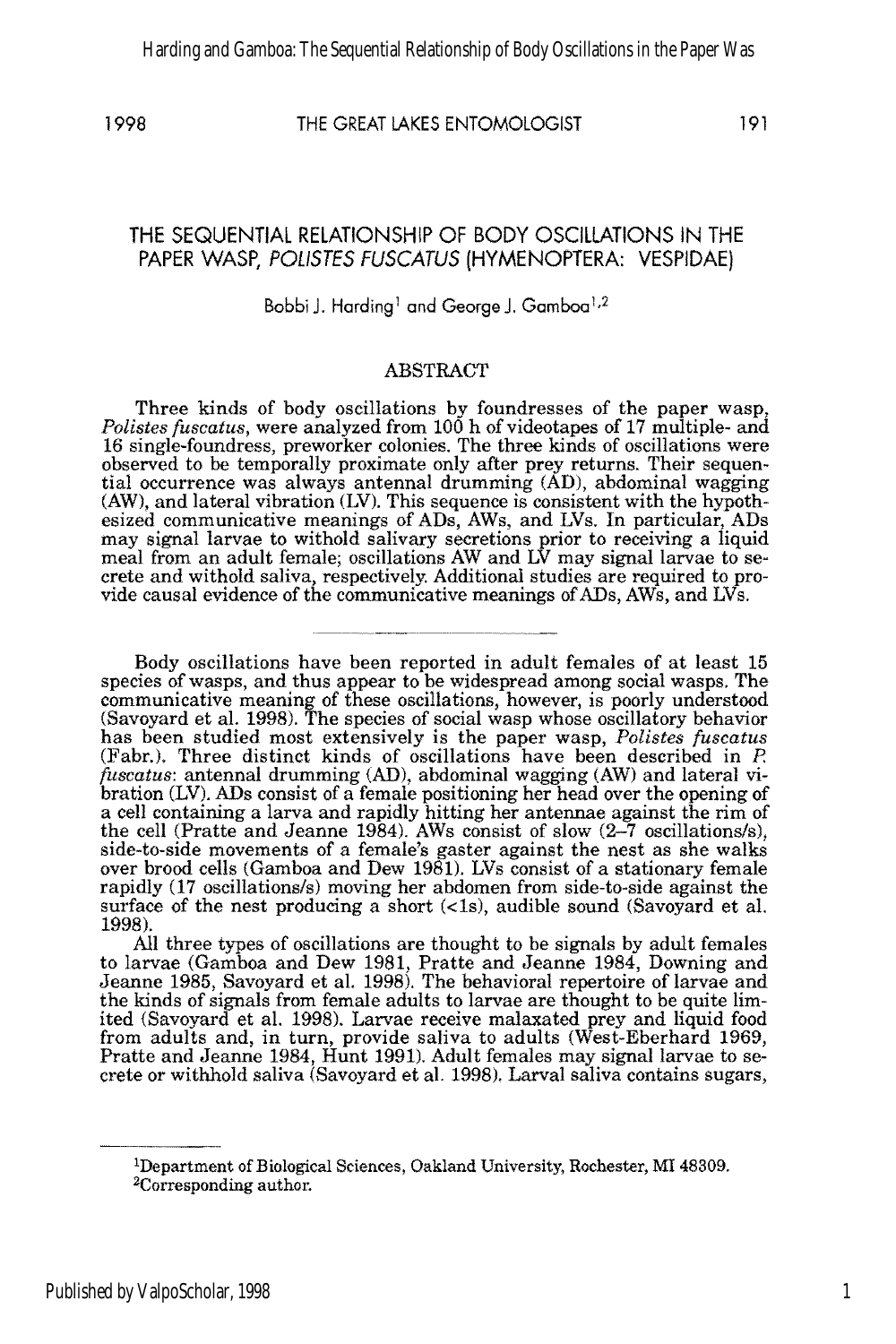# THE SEQUENTIAL RELATIONSHIP OF BODY OSCILLATIONS IN THE PAPER WASP, *POLISTES FUSCATUS* (HYMENOPTERA: VESPIDAE)

Bobbi J. Harding[1] and George J. Gamboa[1,2]

## ABSTRACT

Three kinds of body oscillations by foundresses of the paper wasp, *Polistes fuscatus*, were analyzed from 100 h of videotapes of 17 multiple- and 16 single-foundress, preworker colonies. The three kinds of oscillations were observed to be temporally proximate only after prey returns. Their sequential occurrence was always antennal drumming (AD), abdominal wagging (AW), and lateral vibration (LV). This sequence is consistent with the hypothesized communicative meanings of ADs, AWs, and LVs. In particular, ADs may signal larvae to withold salivary secretions prior to receiving a liquid meal from an adult female; oscillations AW and LV may signal larvae to secrete and withold saliva, respectively. Additional studies are required to provide causal evidence of the communicative meanings of ADs, AWs, and LVs.

---

Body oscillations have been reported in adult females of at least 15 species of wasps, and thus appear to be widespread among social wasps. The communicative meaning of these oscillations, however, is poorly understood (Savoyard et al. 1998). The species of social wasp whose oscillatory behavior has been studied most extensively is the paper wasp, *Polistes fuscatus* (Fabr.). Three distinct kinds of oscillations have been described in *P. fuscatus*: antennal drumming (AD), abdominal wagging (AW) and lateral vibration (LV). ADs consist of a female positioning her head over the opening of a cell containing a larva and rapidly hitting her antennae against the rim of the cell (Pratte and Jeanne 1984). AWs consist of slow (2–7 oscillations/s), side-to-side movements of a female's gaster against the nest as she walks over brood cells (Gamboa and Dew 1981). LVs consist of a stationary female rapidly (17 oscillations/s) moving her abdomen from side-to-side against the surface of the nest producing a short (<1s), audible sound (Savoyard et al. 1998).

All three types of oscillations are thought to be signals by adult females to larvae (Gamboa and Dew 1981, Pratte and Jeanne 1984, Downing and Jeanne 1985, Savoyard et al. 1998). The behavioral repertoire of larvae and the kinds of signals from female adults to larvae are thought to be quite limited (Savoyard et al. 1998). Larvae receive malaxated prey and liquid food from adults and, in turn, provide saliva to adults (West-Eberhard 1969, Pratte and Jeanne 1984, Hunt 1991). Adult females may signal larvae to secrete or withhold saliva (Savoyard et al. 1998). Larval saliva contains sugars,

---

[1]Department of Biological Sciences, Oakland University, Rochester, MI 48309.
[2]Corresponding author.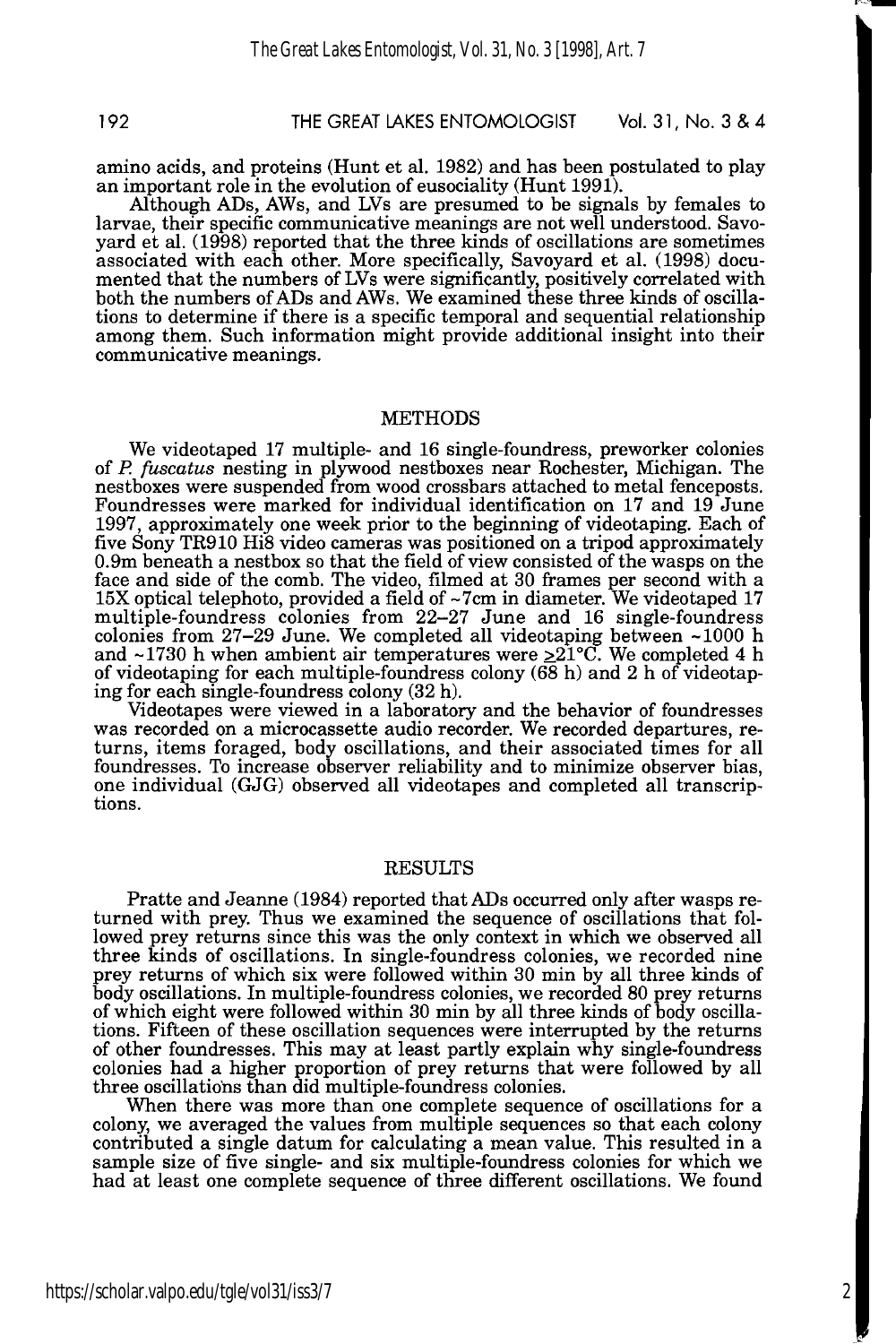amino acids, and proteins (Hunt et al. 1982) and has been postulated to play an important role in the evolution of eusociality (Hunt 1991).

Although ADs, AWs, and LVs are presumed to be signals by females to larvae, their specific communicative meanings are not well understood. Savoyard et al. (1998) reported that the three kinds of oscillations are sometimes associated with each other. More specifically, Savoyard et al. (1998) documented that the numbers of LVs were significantly, positively correlated with both the numbers of ADs and AWs. We examined these three kinds of oscillations to determine if there is a specific temporal and sequential relationship among them. Such information might provide additional insight into their communicative meanings.

## METHODS

We videotaped 17 multiple- and 16 single-foundress, preworker colonies of *P. fuscatus* nesting in plywood nestboxes near Rochester, Michigan. The nestboxes were suspended from wood crossbars attached to metal fenceposts. Foundresses were marked for individual identification on 17 and 19 June 1997, approximately one week prior to the beginning of videotaping. Each of five Sony TR910 Hi8 video cameras was positioned on a tripod approximately 0.9m beneath a nestbox so that the field of view consisted of the wasps on the face and side of the comb. The video, filmed at 30 frames per second with a 15X optical telephoto, provided a field of ~7cm in diameter. We videotaped 17 multiple-foundress colonies from 22–27 June and 16 single-foundress colonies from 27–29 June. We completed all videotaping between ~1000 h and ~1730 h when ambient air temperatures were ≥21°C. We completed 4 h of videotaping for each multiple-foundress colony (68 h) and 2 h of videotaping for each single-foundress colony (32 h).

Videotapes were viewed in a laboratory and the behavior of foundresses was recorded on a microcassette audio recorder. We recorded departures, returns, items foraged, body oscillations, and their associated times for all foundresses. To increase observer reliability and to minimize observer bias, one individual (GJG) observed all videotapes and completed all transcriptions.

## RESULTS

Pratte and Jeanne (1984) reported that ADs occurred only after wasps returned with prey. Thus we examined the sequence of oscillations that followed prey returns since this was the only context in which we observed all three kinds of oscillations. In single-foundress colonies, we recorded nine prey returns of which six were followed within 30 min by all three kinds of body oscillations. In multiple-foundress colonies, we recorded 80 prey returns of which eight were followed within 30 min by all three kinds of body oscillations. Fifteen of these oscillation sequences were interrupted by the returns of other foundresses. This may at least partly explain why single-foundress colonies had a higher proportion of prey returns that were followed by all three oscillations than did multiple-foundress colonies.

When there was more than one complete sequence of oscillations for a colony, we averaged the values from multiple sequences so that each colony contributed a single datum for calculating a mean value. This resulted in a sample size of five single- and six multiple-foundress colonies for which we had at least one complete sequence of three different oscillations. We found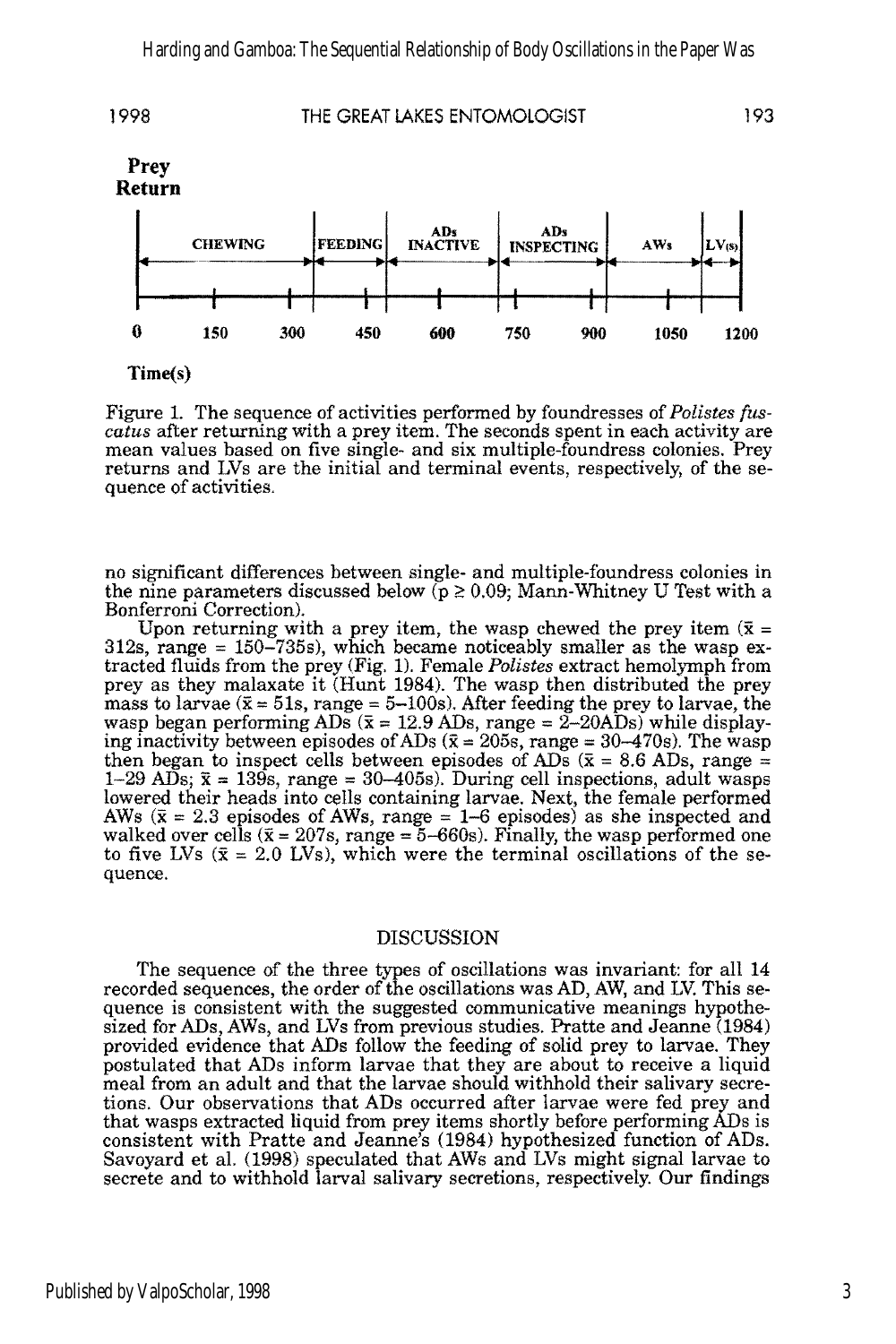Prey Return

| CHEWING | FEEDING | ADs INACTIVE | ADs INSPECTING | AWs | LV(s) |
|---|---|---|---|---|---|

0 150 300 450 600 750 900 1050 1200

Time(s)

Figure 1. The sequence of activities performed by foundresses of *Polistes fuscatus* after returning with a prey item. The seconds spent in each activity are mean values based on five single- and six multiple-foundress colonies. Prey returns and LVs are the initial and terminal events, respectively, of the sequence of activities.

no significant differences between single- and multiple-foundress colonies in the nine parameters discussed below ($p \geq 0.09$; Mann-Whitney U Test with a Bonferroni Correction).

Upon returning with a prey item, the wasp chewed the prey item ($\bar{x}$ = 312s, range = 150–735s), which became noticeably smaller as the wasp extracted fluids from the prey (Fig. 1). Female *Polistes* extract hemolymph from prey as they malaxate it (Hunt 1984). The wasp then distributed the prey mass to larvae ($\bar{x}$ = 51s, range = 5–100s). After feeding the prey to larvae, the wasp began performing ADs ($\bar{x}$ = 12.9 ADs, range = 2–20ADs) while displaying inactivity between episodes of ADs ($\bar{x}$ = 205s, range = 30–470s). The wasp then began to inspect cells between episodes of ADs ($\bar{x}$ = 8.6 ADs, range = 1–29 ADs; $\bar{x}$ = 139s, range = 30–405s). During cell inspections, adult wasps lowered their heads into cells containing larvae. Next, the female performed AWs ($\bar{x}$ = 2.3 episodes of AWs, range = 1–6 episodes) as she inspected and walked over cells ($\bar{x}$ = 207s, range = 5–660s). Finally, the wasp performed one to five LVs ($\bar{x}$ = 2.0 LVs), which were the terminal oscillations of the sequence.

## DISCUSSION

The sequence of the three types of oscillations was invariant: for all 14 recorded sequences, the order of the oscillations was AD, AW, and LV. This sequence is consistent with the suggested communicative meanings hypothesized for ADs, AWs, and LVs from previous studies. Pratte and Jeanne (1984) provided evidence that ADs follow the feeding of solid prey to larvae. They postulated that ADs inform larvae that they are about to receive a liquid meal from an adult and that the larvae should withhold their salivary secretions. Our observations that ADs occurred after larvae were fed prey and that wasps extracted liquid from prey items shortly before performing ADs is consistent with Pratte and Jeanne's (1984) hypothesized function of ADs. Savoyard et al. (1998) speculated that AWs and LVs might signal larvae to secrete and to withhold larval salivary secretions, respectively. Our findings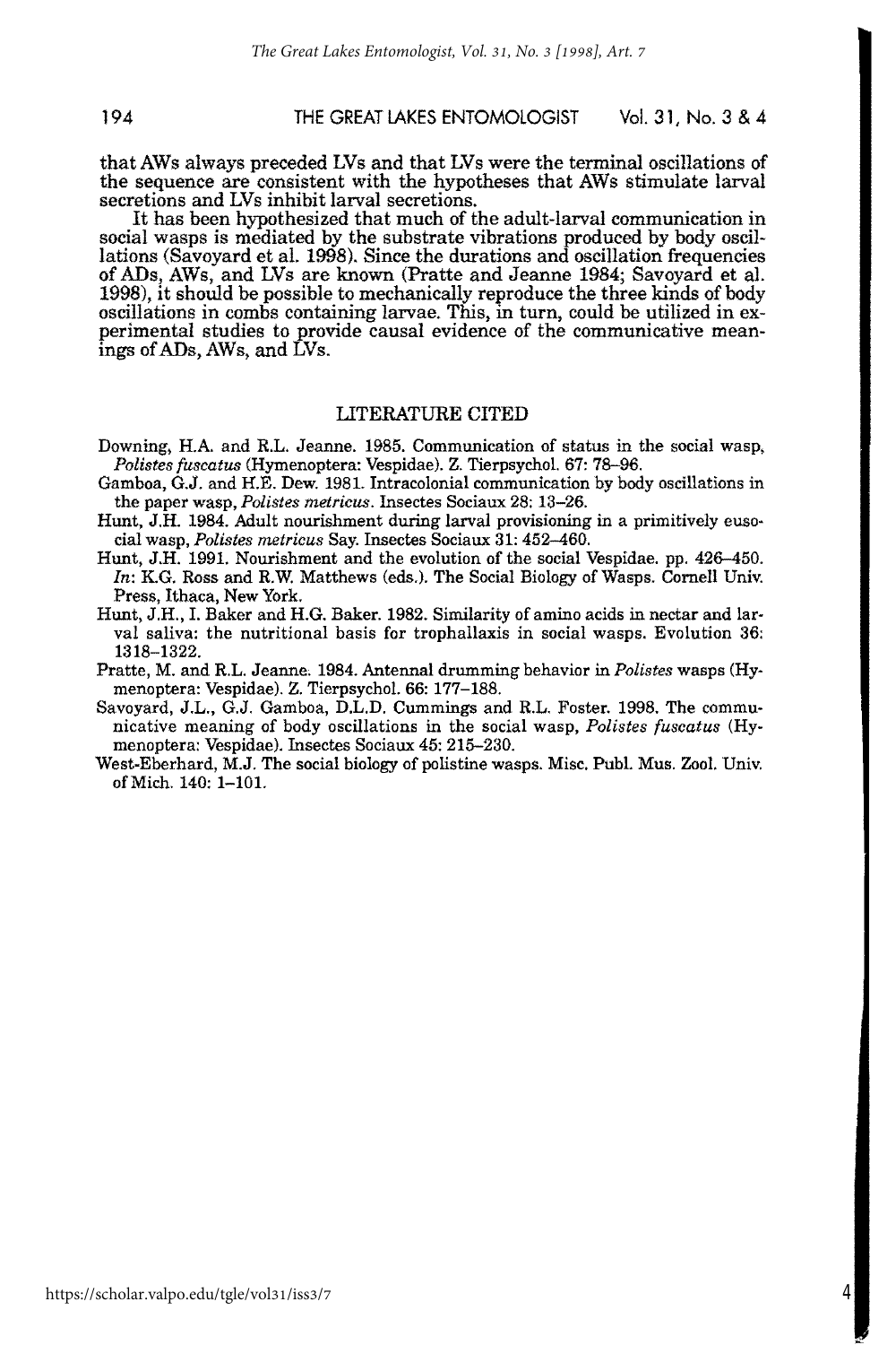that AWs always preceded LVs and that LVs were the terminal oscillations of the sequence are consistent with the hypotheses that AWs stimulate larval secretions and LVs inhibit larval secretions.

It has been hypothesized that much of the adult-larval communication in social wasps is mediated by the substrate vibrations produced by body oscillations (Savoyard et al. 1998). Since the durations and oscillation frequencies of ADs, AWs, and LVs are known (Pratte and Jeanne 1984; Savoyard et al. 1998), it should be possible to mechanically reproduce the three kinds of body oscillations in combs containing larvae. This, in turn, could be utilized in experimental studies to provide causal evidence of the communicative meanings of ADs, AWs, and LVs.

## LITERATURE CITED

Downing, H.A. and R.L. Jeanne. 1985. Communication of status in the social wasp, *Polistes fuscatus* (Hymenoptera: Vespidae). Z. Tierpsychol. 67: 78–96.

Gamboa, G.J. and H.E. Dew. 1981. Intracolonial communication by body oscillations in the paper wasp, *Polistes metricus*. Insectes Sociaux 28: 13–26.

Hunt, J.H. 1984. Adult nourishment during larval provisioning in a primitively eusocial wasp, *Polistes metricus* Say. Insectes Sociaux 31: 452–460.

Hunt, J.H. 1991. Nourishment and the evolution of the social Vespidae. pp. 426–450. *In*: K.G. Ross and R.W. Matthews (eds.). The Social Biology of Wasps. Cornell Univ. Press, Ithaca, New York.

Hunt, J.H., I. Baker and H.G. Baker. 1982. Similarity of amino acids in nectar and larval saliva: the nutritional basis for trophallaxis in social wasps. Evolution 36: 1318–1322.

Pratte, M. and R.L. Jeanne. 1984. Antennal drumming behavior in *Polistes* wasps (Hymenoptera: Vespidae). Z. Tierpsychol. 66: 177–188.

Savoyard, J.L., G.J. Gamboa, D.L.D. Cummings and R.L. Foster. 1998. The communicative meaning of body oscillations in the social wasp, *Polistes fuscatus* (Hymenoptera: Vespidae). Insectes Sociaux 45: 215–230.

West-Eberhard, M.J. The social biology of polistine wasps. Misc. Publ. Mus. Zool. Univ. of Mich. 140: 1–101.